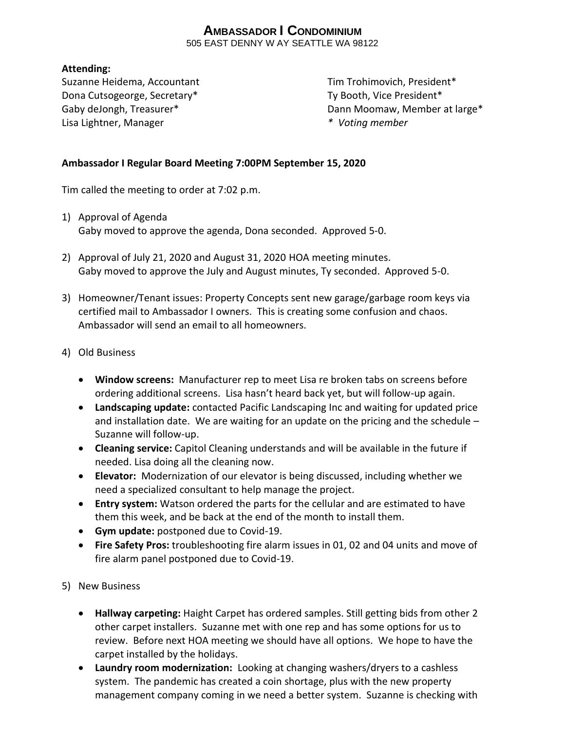# Ambassador I Condominium

505 EAST DENNY W AY SEATTLE WA 98122

**Attending:**

Suzanne Heidema, Accountant
Dona Cutsogeorge, Secretary*
Gaby deJongh, Treasurer*
Lisa Lightner, Manager
Tim Trohimovich, President*
Ty Booth, Vice President*
Dann Moomaw, Member at large*
*\* Voting member*

**Ambassador I Regular Board Meeting 7:00PM September 15, 2020**

Tim called the meeting to order at 7:02 p.m.

1) Approval of Agenda
   Gaby moved to approve the agenda, Dona seconded. Approved 5-0.

2) Approval of July 21, 2020 and August 31, 2020 HOA meeting minutes.
   Gaby moved to approve the July and August minutes, Ty seconded. Approved 5-0.

3) Homeowner/Tenant issues: Property Concepts sent new garage/garbage room keys via certified mail to Ambassador I owners. This is creating some confusion and chaos. Ambassador will send an email to all homeowners.

4) Old Business

   - **Window screens:** Manufacturer rep to meet Lisa re broken tabs on screens before ordering additional screens. Lisa hasn't heard back yet, but will follow-up again.
   - **Landscaping update:** contacted Pacific Landscaping Inc and waiting for updated price and installation date. We are waiting for an update on the pricing and the schedule – Suzanne will follow-up.
   - **Cleaning service:** Capitol Cleaning understands and will be available in the future if needed. Lisa doing all the cleaning now.
   - **Elevator:** Modernization of our elevator is being discussed, including whether we need a specialized consultant to help manage the project.
   - **Entry system:** Watson ordered the parts for the cellular and are estimated to have them this week, and be back at the end of the month to install them.
   - **Gym update:** postponed due to Covid-19.
   - **Fire Safety Pros:** troubleshooting fire alarm issues in 01, 02 and 04 units and move of fire alarm panel postponed due to Covid-19.

5) New Business

   - **Hallway carpeting:** Haight Carpet has ordered samples. Still getting bids from other 2 other carpet installers. Suzanne met with one rep and has some options for us to review. Before next HOA meeting we should have all options. We hope to have the carpet installed by the holidays.
   - **Laundry room modernization:** Looking at changing washers/dryers to a cashless system. The pandemic has created a coin shortage, plus with the new property management company coming in we need a better system. Suzanne is checking with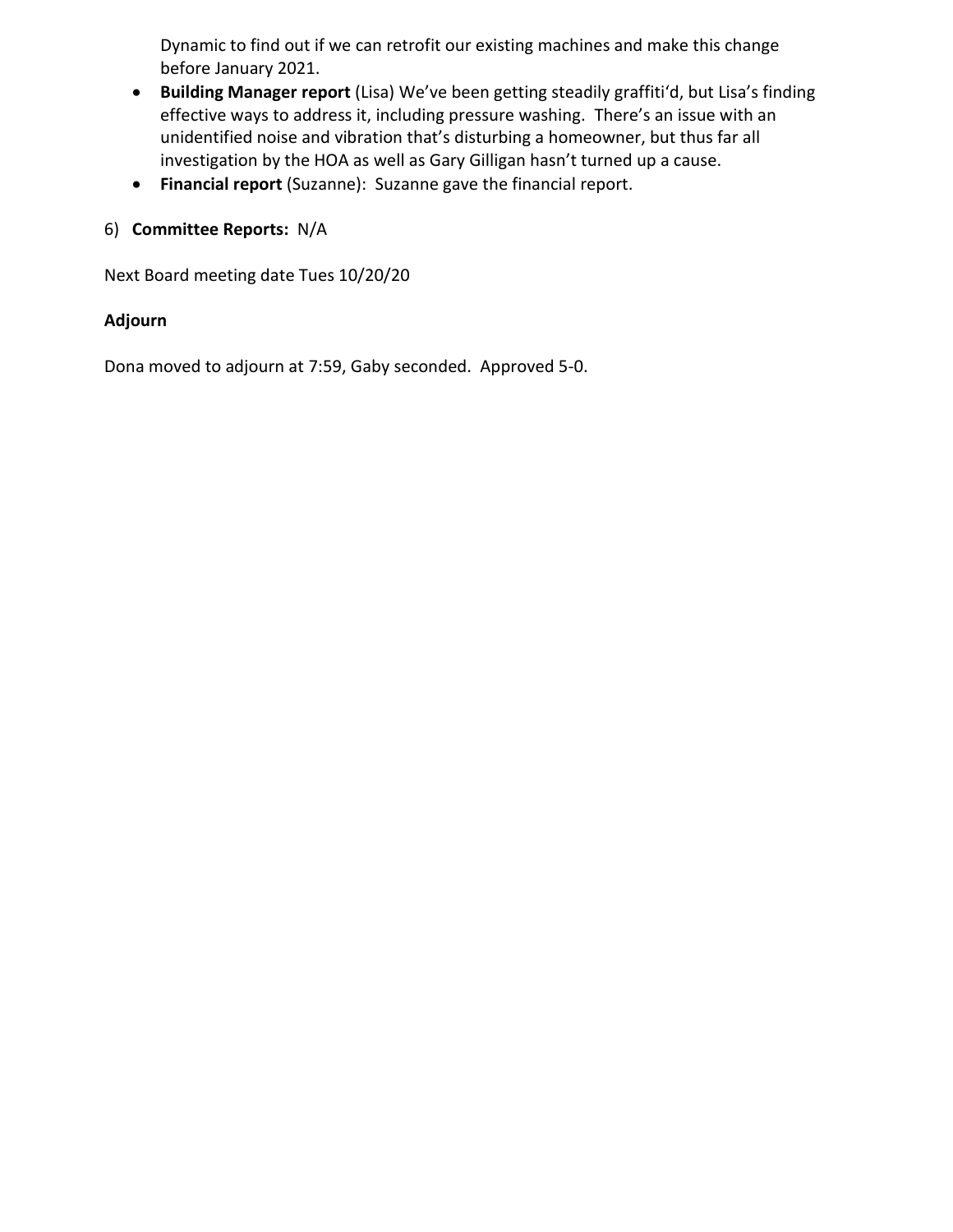Dynamic to find out if we can retrofit our existing machines and make this change before January 2021.

- **Building Manager report** (Lisa) We've been getting steadily graffiti'd, but Lisa's finding effective ways to address it, including pressure washing. There's an issue with an unidentified noise and vibration that's disturbing a homeowner, but thus far all investigation by the HOA as well as Gary Gilligan hasn't turned up a cause.
- **Financial report** (Suzanne): Suzanne gave the financial report.

6) **Committee Reports:** N/A

Next Board meeting date Tues 10/20/20

**Adjourn**

Dona moved to adjourn at 7:59, Gaby seconded. Approved 5-0.